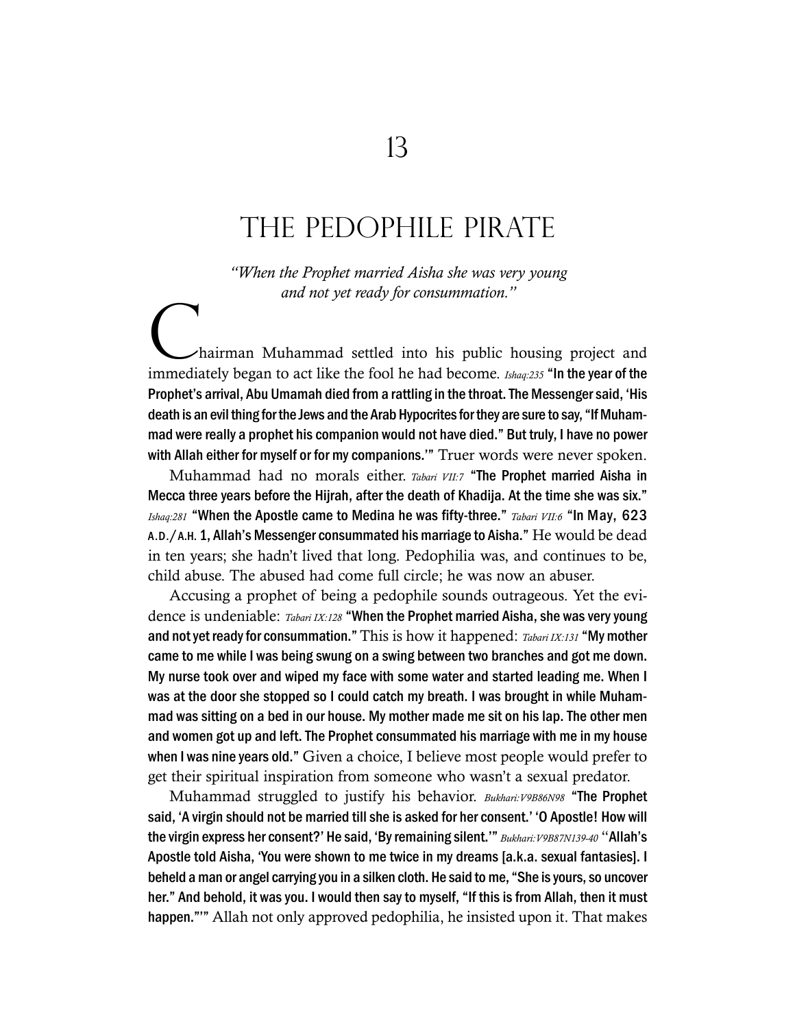# 13

# THE PEDOPHILE PIRATE

*"When the Prophet married Aisha she was very young and not yet ready for consummation."*

Chairman Muhammad settled into his public housing project and immediately began to act like the fool he had become. *Ishaq:235* **"In the year of the Prophet's arrival, Abu Umamah died from a rattling in the throat. The Messenger said, 'His death is an evil thing for the Jews and the Arab Hypocrites for they are sure to say, "If Muhammad were really a prophet his companion would not have died." But truly, I have no power with Allah either for myself or for my companions.'"** Truer words were never spoken.

Muhammad had no morals either. *Tabari VII:7* **"The Prophet married Aisha in Mecca three years before the Hijrah, after the death of Khadija. At the time she was six."** *Ishaq:281* **"When the Apostle came to Medina he was fifty-three."** *Tabari VII:6* **"In May, 623 A.D./A.H. 1, Allah's Messenger consummated his marriage to Aisha."** He would be dead in ten years; she hadn't lived that long. Pedophilia was, and continues to be, child abuse. The abused had come full circle; he was now an abuser.

Accusing a prophet of being a pedophile sounds outrageous. Yet the evidence is undeniable: *Tabari IX:128* **"When the Prophet married Aisha, she was very young and not yet ready for consummation."** This is how it happened: *Tabari IX:131* **"My mother came to me while I was being swung on a swing between two branches and got me down. My nurse took over and wiped my face with some water and started leading me. When I was at the door she stopped so I could catch my breath. I was brought in while Muhammad was sitting on a bed in our house. My mother made me sit on his lap. The other men and women got up and left. The Prophet consummated his marriage with me in my house when I was nine years old."** Given a choice, I believe most people would prefer to get their spiritual inspiration from someone who wasn't a sexual predator.

Muhammad struggled to justify his behavior. *Bukhari:V9B86N98* **"The Prophet said, 'A virgin should not be married till she is asked for her consent.' 'O Apostle! How will the virgin express her consent?' He said, 'By remaining silent.'"** *Bukhari:V9B87N139-40* **"Allah's Apostle told Aisha, 'You were shown to me twice in my dreams [a.k.a. sexual fantasies]. I beheld a man or angel carrying you in a silken cloth. He said to me, "She is yours, so uncover her." And behold, it was you. I would then say to myself, "If this is from Allah, then it must happen."'"** Allah not only approved pedophilia, he insisted upon it. That makes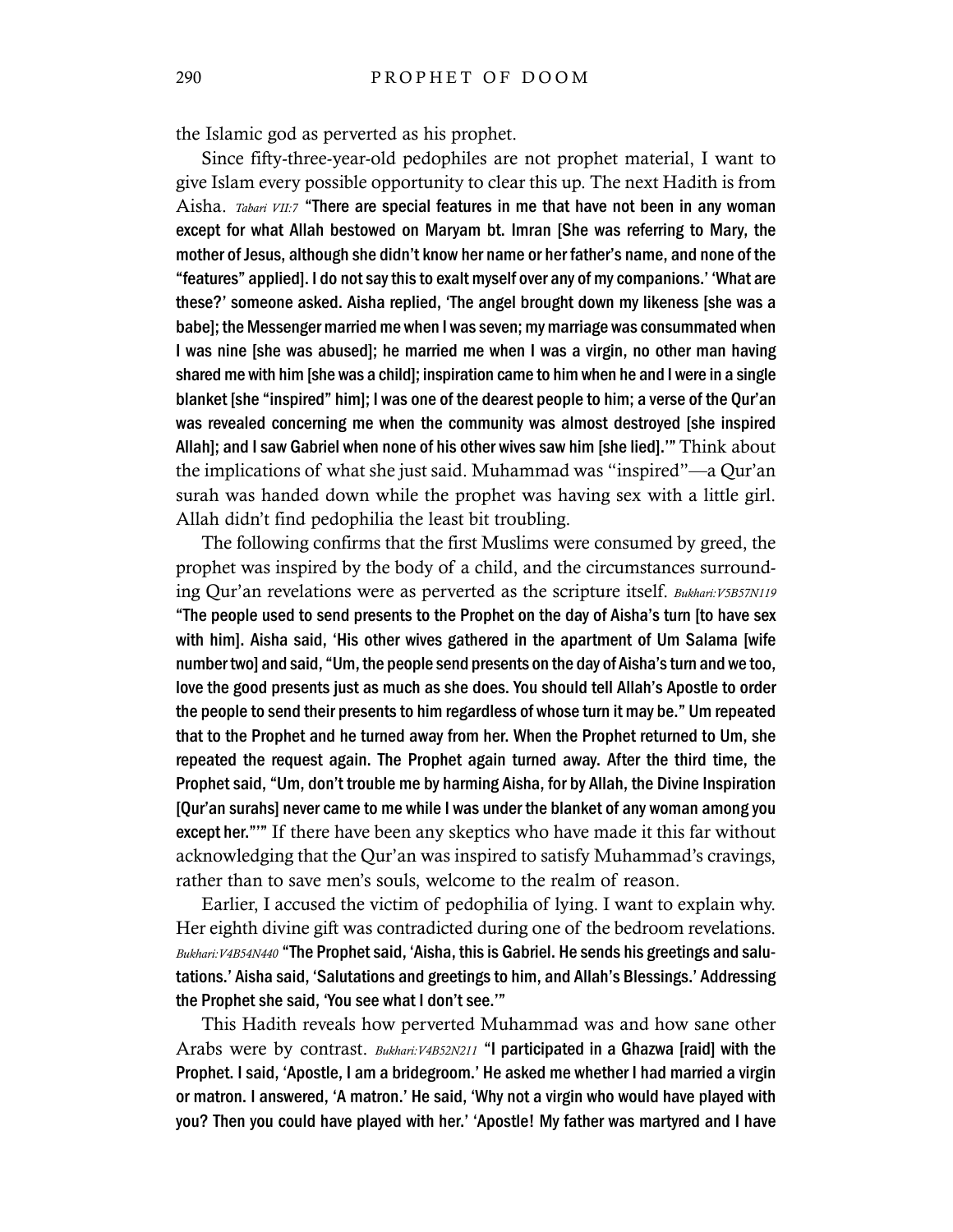the Islamic god as perverted as his prophet.

Since fifty-three-year-old pedophiles are not prophet material, I want to give Islam every possible opportunity to clear this up. The next Hadith is from Aisha. *Tabari VII:7* **"There are special features in me that have not been in any woman except for what Allah bestowed on Maryam bt. Imran [She was referring to Mary, the mother of Jesus, although she didn't know her name or her father's name, and none of the "features" applied]. I do not say this to exalt myself over any of my companions.' 'What are these?' someone asked. Aisha replied, 'The angel brought down my likeness [she was a babe]; the Messenger married me when I was seven; my marriage was consummated when I was nine [she was abused]; he married me when I was a virgin, no other man having shared me with him [she was a child]; inspiration came to him when he and I were in a single blanket [she "inspired" him]; I was one of the dearest people to him; a verse of the Qur'an was revealed concerning me when the community was almost destroyed [she inspired Allah]; and I saw Gabriel when none of his other wives saw him [she lied].'"** Think about the implications of what she just said. Muhammad was "inspired"—a Qur'an surah was handed down while the prophet was having sex with a little girl. Allah didn't find pedophilia the least bit troubling.

The following confirms that the first Muslims were consumed by greed, the prophet was inspired by the body of a child, and the circumstances surrounding Qur'an revelations were as perverted as the scripture itself. *Bukhari:V5B57N119* **"The people used to send presents to the Prophet on the day of Aisha's turn [to have sex with him]. Aisha said, 'His other wives gathered in the apartment of Um Salama [wife number two] and said, "Um, the people send presents on the day of Aisha's turn and we too, love the good presents just as much as she does. You should tell Allah's Apostle to order the people to send their presents to him regardless of whose turn it may be." Um repeated that to the Prophet and he turned away from her. When the Prophet returned to Um, she repeated the request again. The Prophet again turned away. After the third time, the Prophet said, "Um, don't trouble me by harming Aisha, for by Allah, the Divine Inspiration [Qur'an surahs] never came to me while I was under the blanket of any woman among you except her."'"** If there have been any skeptics who have made it this far without acknowledging that the Qur'an was inspired to satisfy Muhammad's cravings, rather than to save men's souls, welcome to the realm of reason.

Earlier, I accused the victim of pedophilia of lying. I want to explain why. Her eighth divine gift was contradicted during one of the bedroom revelations. *Bukhari:V4B54N440* **"The Prophet said, 'Aisha, this is Gabriel. He sends his greetings and salutations.' Aisha said, 'Salutations and greetings to him, and Allah's Blessings.' Addressing the Prophet she said, 'You see what I don't see.'"**

This Hadith reveals how perverted Muhammad was and how sane other Arabs were by contrast. *Bukhari:V4B52N211* **"I participated in a Ghazwa [raid] with the Prophet. I said, 'Apostle, I am a bridegroom.' He asked me whether I had married a virgin or matron. I answered, 'A matron.' He said, 'Why not a virgin who would have played with you? Then you could have played with her.' 'Apostle! My father was martyred and I have**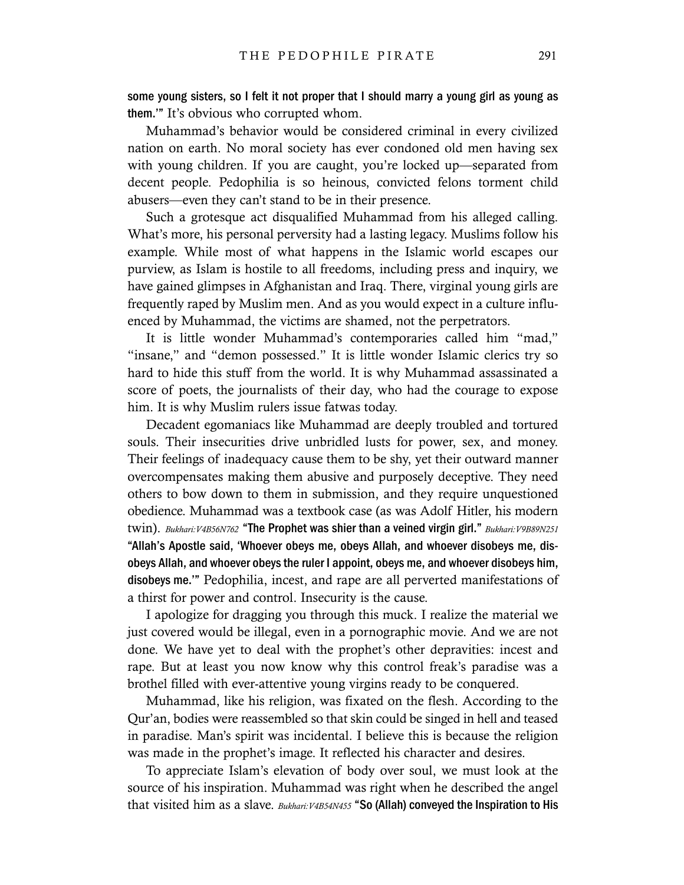**some young sisters, so I felt it not proper that I should marry a young girl as young as them.'"** It's obvious who corrupted whom.

Muhammad's behavior would be considered criminal in every civilized nation on earth. No moral society has ever condoned old men having sex with young children. If you are caught, you're locked up—separated from decent people. Pedophilia is so heinous, convicted felons torment child abusers—even they can't stand to be in their presence.

Such a grotesque act disqualified Muhammad from his alleged calling. What's more, his personal perversity had a lasting legacy. Muslims follow his example. While most of what happens in the Islamic world escapes our purview, as Islam is hostile to all freedoms, including press and inquiry, we have gained glimpses in Afghanistan and Iraq. There, virginal young girls are frequently raped by Muslim men. And as you would expect in a culture influenced by Muhammad, the victims are shamed, not the perpetrators.

It is little wonder Muhammad's contemporaries called him "mad," "insane," and "demon possessed." It is little wonder Islamic clerics try so hard to hide this stuff from the world. It is why Muhammad assassinated a score of poets, the journalists of their day, who had the courage to expose him. It is why Muslim rulers issue fatwas today.

Decadent egomaniacs like Muhammad are deeply troubled and tortured souls. Their insecurities drive unbridled lusts for power, sex, and money. Their feelings of inadequacy cause them to be shy, yet their outward manner overcompensates making them abusive and purposely deceptive. They need others to bow down to them in submission, and they require unquestioned obedience. Muhammad was a textbook case (as was Adolf Hitler, his modern twin). *Bukhari:V4B56N762* **"The Prophet was shier than a veined virgin girl."** *Bukhari:V9B89N251* **"Allah's Apostle said, 'Whoever obeys me, obeys Allah, and whoever disobeys me, disobeys Allah, and whoever obeys the ruler I appoint, obeys me, and whoever disobeys him, disobeys me.'"** Pedophilia, incest, and rape are all perverted manifestations of a thirst for power and control. Insecurity is the cause.

I apologize for dragging you through this muck. I realize the material we just covered would be illegal, even in a pornographic movie. And we are not done. We have yet to deal with the prophet's other depravities: incest and rape. But at least you now know why this control freak's paradise was a brothel filled with ever-attentive young virgins ready to be conquered.

Muhammad, like his religion, was fixated on the flesh. According to the Qur'an, bodies were reassembled so that skin could be singed in hell and teased in paradise. Man's spirit was incidental. I believe this is because the religion was made in the prophet's image. It reflected his character and desires.

To appreciate Islam's elevation of body over soul, we must look at the source of his inspiration. Muhammad was right when he described the angel that visited him as a slave. *Bukhari:V4B54N455* **"So (Allah) conveyed the Inspiration to His**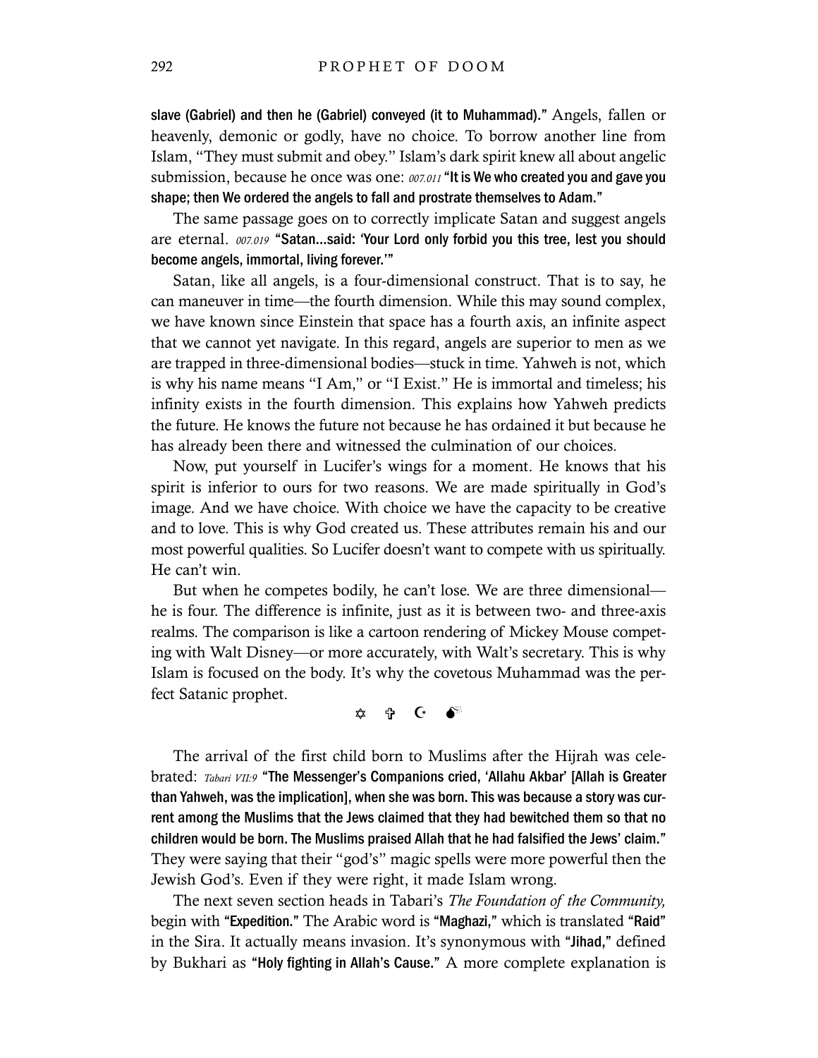**slave (Gabriel) and then he (Gabriel) conveyed (it to Muhammad)."** Angels, fallen or heavenly, demonic or godly, have no choice. To borrow another line from Islam, "They must submit and obey." Islam's dark spirit knew all about angelic submission, because he once was one: *007.011* **"It is We who created you and gave you shape; then We ordered the angels to fall and prostrate themselves to Adam."**

The same passage goes on to correctly implicate Satan and suggest angels are eternal. *007.019* **"Satan…said: 'Your Lord only forbid you this tree, lest you should become angels, immortal, living forever.'"**

Satan, like all angels, is a four-dimensional construct. That is to say, he can maneuver in time—the fourth dimension. While this may sound complex, we have known since Einstein that space has a fourth axis, an infinite aspect that we cannot yet navigate. In this regard, angels are superior to men as we are trapped in three-dimensional bodies—stuck in time. Yahweh is not, which is why his name means "I Am," or "I Exist." He is immortal and timeless; his infinity exists in the fourth dimension. This explains how Yahweh predicts the future. He knows the future not because he has ordained it but because he has already been there and witnessed the culmination of our choices.

Now, put yourself in Lucifer's wings for a moment. He knows that his spirit is inferior to ours for two reasons. We are made spiritually in God's image. And we have choice. With choice we have the capacity to be creative and to love. This is why God created us. These attributes remain his and our most powerful qualities. So Lucifer doesn't want to compete with us spiritually. He can't win.

But when he competes bodily, he can't lose. We are three dimensional—he is four. The difference is infinite, just as it is between two- and three-axis realms. The comparison is like a cartoon rendering of Mickey Mouse competing with Walt Disney—or more accurately, with Walt's secretary. This is why Islam is focused on the body. It's why the covetous Muhammad was the perfect Satanic prophet.

✡ ✞ ☪ 💣

The arrival of the first child born to Muslims after the Hijrah was celebrated: *Tabari VII:9* **"The Messenger's Companions cried, 'Allahu Akbar' [Allah is Greater than Yahweh, was the implication], when she was born. This was because a story was current among the Muslims that the Jews claimed that they had bewitched them so that no children would be born. The Muslims praised Allah that he had falsified the Jews' claim."** They were saying that their "god's" magic spells were more powerful then the Jewish God's. Even if they were right, it made Islam wrong.

The next seven section heads in Tabari's *The Foundation of the Community,* begin with **"Expedition."** The Arabic word is **"Maghazi,"** which is translated **"Raid"** in the Sira. It actually means invasion. It's synonymous with **"Jihad,"** defined by Bukhari as **"Holy fighting in Allah's Cause."** A more complete explanation is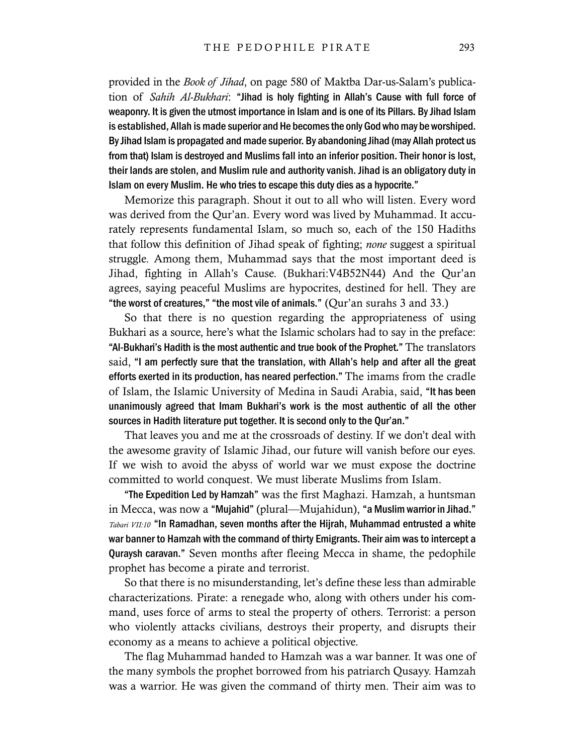provided in the *Book of Jihad*, on page 580 of Maktba Dar-us-Salam's publication of *Sahih Al-Bukhari*: "Jihad is holy fighting in Allah's Cause with full force of weaponry. It is given the utmost importance in Islam and is one of its Pillars. By Jihad Islam is established, Allah is made superior and He becomes the only God who may be worshiped. By Jihad Islam is propagated and made superior. By abandoning Jihad (may Allah protect us from that) Islam is destroyed and Muslims fall into an inferior position. Their honor is lost, their lands are stolen, and Muslim rule and authority vanish. Jihad is an obligatory duty in Islam on every Muslim. He who tries to escape this duty dies as a hypocrite."

Memorize this paragraph. Shout it out to all who will listen. Every word was derived from the Qur'an. Every word was lived by Muhammad. It accurately represents fundamental Islam, so much so, each of the 150 Hadiths that follow this definition of Jihad speak of fighting; *none* suggest a spiritual struggle. Among them, Muhammad says that the most important deed is Jihad, fighting in Allah's Cause. (Bukhari:V4B52N44) And the Qur'an agrees, saying peaceful Muslims are hypocrites, destined for hell. They are "the worst of creatures," "the most vile of animals." (Qur'an surahs 3 and 33.)

So that there is no question regarding the appropriateness of using Bukhari as a source, here's what the Islamic scholars had to say in the preface: "Al-Bukhari's Hadith is the most authentic and true book of the Prophet." The translators said, "I am perfectly sure that the translation, with Allah's help and after all the great efforts exerted in its production, has neared perfection." The imams from the cradle of Islam, the Islamic University of Medina in Saudi Arabia, said, "It has been unanimously agreed that Imam Bukhari's work is the most authentic of all the other sources in Hadith literature put together. It is second only to the Qur'an."

That leaves you and me at the crossroads of destiny. If we don't deal with the awesome gravity of Islamic Jihad, our future will vanish before our eyes. If we wish to avoid the abyss of world war we must expose the doctrine committed to world conquest. We must liberate Muslims from Islam.

"The Expedition Led by Hamzah" was the first Maghazi. Hamzah, a huntsman in Mecca, was now a "Mujahid" (plural—Mujahidun), "a Muslim warrior in Jihad." *Tabari VII:10* "In Ramadhan, seven months after the Hijrah, Muhammad entrusted a white war banner to Hamzah with the command of thirty Emigrants. Their aim was to intercept a Quraysh caravan." Seven months after fleeing Mecca in shame, the pedophile prophet has become a pirate and terrorist.

So that there is no misunderstanding, let's define these less than admirable characterizations. Pirate: a renegade who, along with others under his command, uses force of arms to steal the property of others. Terrorist: a person who violently attacks civilians, destroys their property, and disrupts their economy as a means to achieve a political objective.

The flag Muhammad handed to Hamzah was a war banner. It was one of the many symbols the prophet borrowed from his patriarch Qusayy. Hamzah was a warrior. He was given the command of thirty men. Their aim was to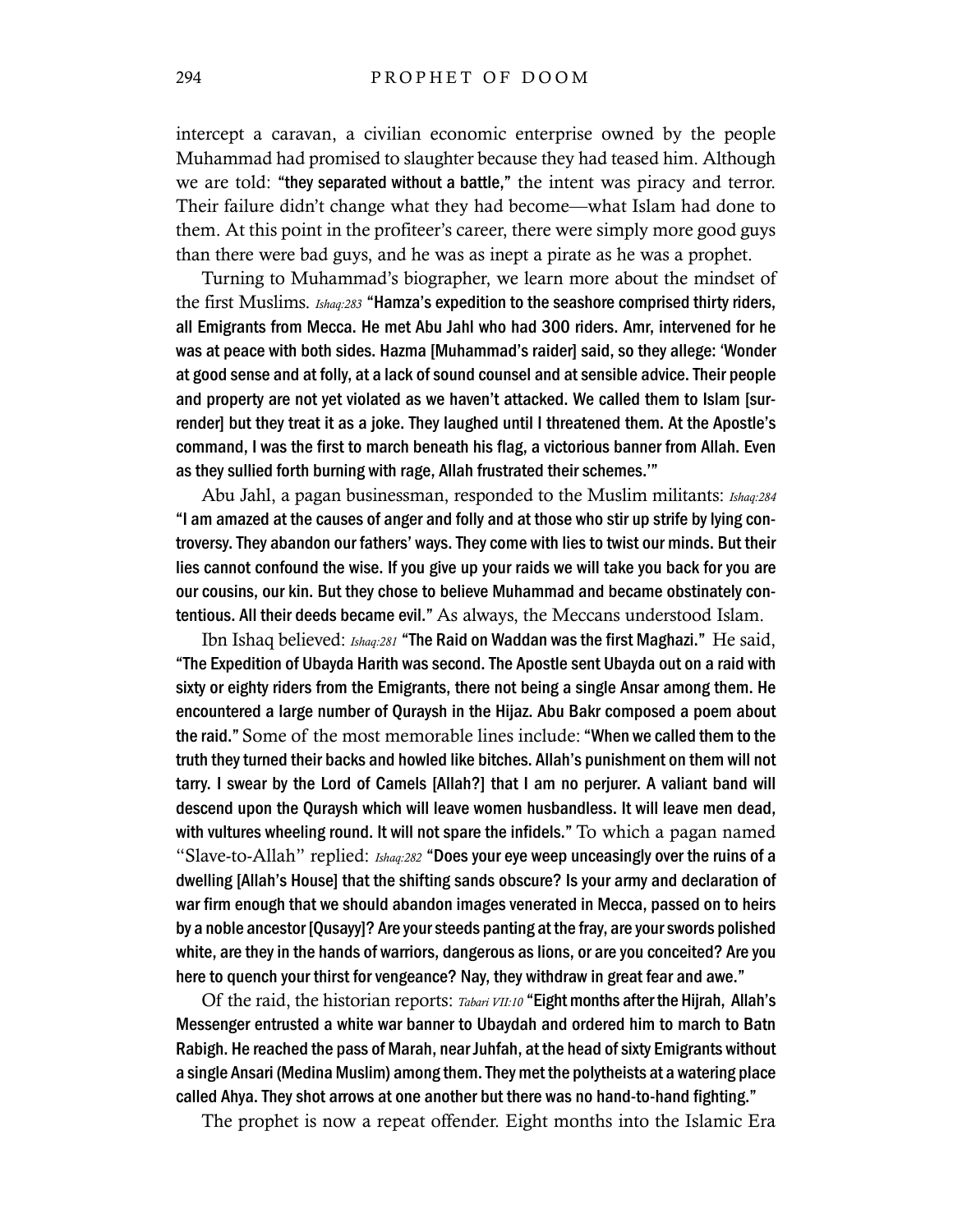intercept a caravan, a civilian economic enterprise owned by the people Muhammad had promised to slaughter because they had teased him. Although we are told: **"they separated without a battle,"** the intent was piracy and terror. Their failure didn't change what they had become—what Islam had done to them. At this point in the profiteer's career, there were simply more good guys than there were bad guys, and he was as inept a pirate as he was a prophet.

Turning to Muhammad's biographer, we learn more about the mindset of the first Muslims. *Ishaq:283* **"Hamza's expedition to the seashore comprised thirty riders, all Emigrants from Mecca. He met Abu Jahl who had 300 riders. Amr, intervened for he was at peace with both sides. Hazma [Muhammad's raider] said, so they allege: 'Wonder at good sense and at folly, at a lack of sound counsel and at sensible advice. Their people and property are not yet violated as we haven't attacked. We called them to Islam [surrender] but they treat it as a joke. They laughed until I threatened them. At the Apostle's command, I was the first to march beneath his flag, a victorious banner from Allah. Even as they sullied forth burning with rage, Allah frustrated their schemes.'"**

Abu Jahl, a pagan businessman, responded to the Muslim militants: *Ishaq:284* **"I am amazed at the causes of anger and folly and at those who stir up strife by lying controversy. They abandon our fathers' ways. They come with lies to twist our minds. But their lies cannot confound the wise. If you give up your raids we will take you back for you are our cousins, our kin. But they chose to believe Muhammad and became obstinately contentious. All their deeds became evil."** As always, the Meccans understood Islam.

Ibn Ishaq believed: *Ishaq:281* **"The Raid on Waddan was the first Maghazi."** He said, **"The Expedition of Ubayda Harith was second. The Apostle sent Ubayda out on a raid with sixty or eighty riders from the Emigrants, there not being a single Ansar among them. He encountered a large number of Quraysh in the Hijaz. Abu Bakr composed a poem about the raid."** Some of the most memorable lines include: **"When we called them to the truth they turned their backs and howled like bitches. Allah's punishment on them will not tarry. I swear by the Lord of Camels [Allah?] that I am no perjurer. A valiant band will descend upon the Quraysh which will leave women husbandless. It will leave men dead, with vultures wheeling round. It will not spare the infidels."** To which a pagan named "Slave-to-Allah" replied: *Ishaq:282* **"Does your eye weep unceasingly over the ruins of a dwelling [Allah's House] that the shifting sands obscure? Is your army and declaration of war firm enough that we should abandon images venerated in Mecca, passed on to heirs by a noble ancestor [Qusayy]? Are your steeds panting at the fray, are your swords polished white, are they in the hands of warriors, dangerous as lions, or are you conceited? Are you here to quench your thirst for vengeance? Nay, they withdraw in great fear and awe."**

Of the raid, the historian reports: *Tabari VII:10* **"Eight months after the Hijrah, Allah's Messenger entrusted a white war banner to Ubaydah and ordered him to march to Batn Rabigh. He reached the pass of Marah, near Juhfah, at the head of sixty Emigrants without a single Ansari (Medina Muslim) among them. They met the polytheists at a watering place called Ahya. They shot arrows at one another but there was no hand-to-hand fighting."**

The prophet is now a repeat offender. Eight months into the Islamic Era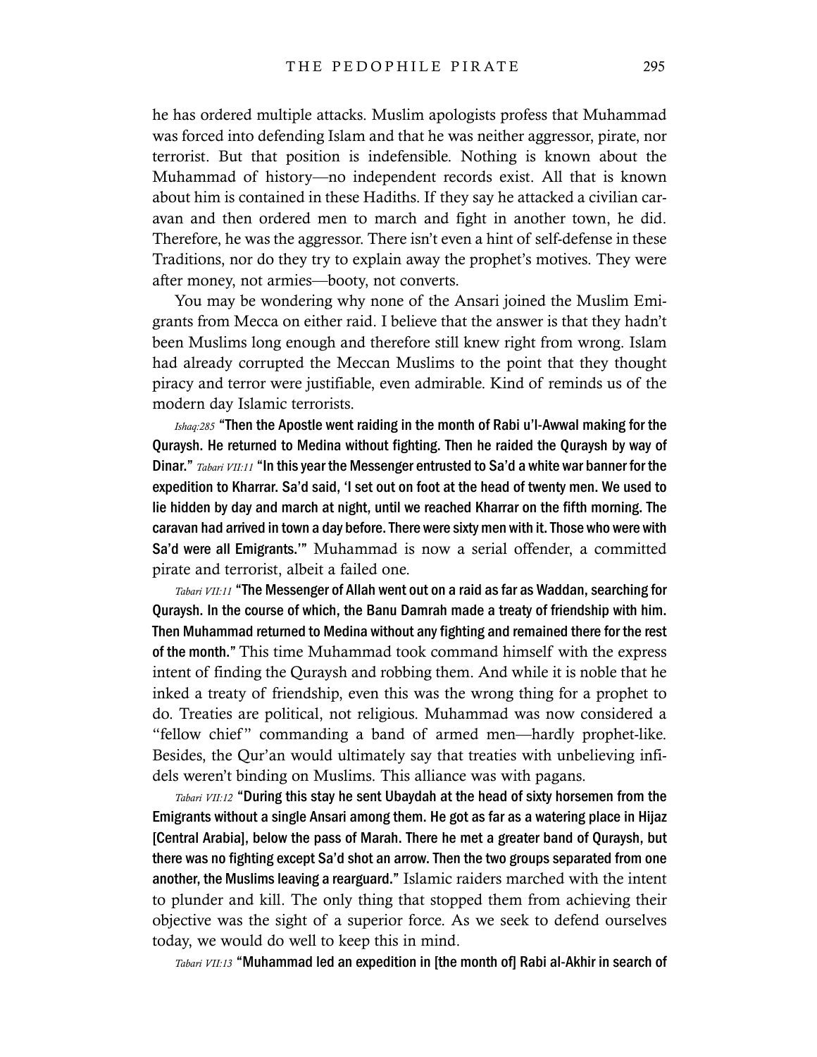he has ordered multiple attacks. Muslim apologists profess that Muhammad was forced into defending Islam and that he was neither aggressor, pirate, nor terrorist. But that position is indefensible. Nothing is known about the Muhammad of history—no independent records exist. All that is known about him is contained in these Hadiths. If they say he attacked a civilian caravan and then ordered men to march and fight in another town, he did. Therefore, he was the aggressor. There isn't even a hint of self-defense in these Traditions, nor do they try to explain away the prophet's motives. They were after money, not armies—booty, not converts.

You may be wondering why none of the Ansari joined the Muslim Emigrants from Mecca on either raid. I believe that the answer is that they hadn't been Muslims long enough and therefore still knew right from wrong. Islam had already corrupted the Meccan Muslims to the point that they thought piracy and terror were justifiable, even admirable. Kind of reminds us of the modern day Islamic terrorists.

*Ishaq:285* **"Then the Apostle went raiding in the month of Rabi u'l-Awwal making for the Quraysh. He returned to Medina without fighting. Then he raided the Quraysh by way of Dinar."** *Tabari VII:11* **"In this year the Messenger entrusted to Sa'd a white war banner for the expedition to Kharrar. Sa'd said, 'I set out on foot at the head of twenty men. We used to lie hidden by day and march at night, until we reached Kharrar on the fifth morning. The caravan had arrived in town a day before. There were sixty men with it. Those who were with Sa'd were all Emigrants.'"** Muhammad is now a serial offender, a committed pirate and terrorist, albeit a failed one.

*Tabari VII:11* **"The Messenger of Allah went out on a raid as far as Waddan, searching for Quraysh. In the course of which, the Banu Damrah made a treaty of friendship with him. Then Muhammad returned to Medina without any fighting and remained there for the rest of the month."** This time Muhammad took command himself with the express intent of finding the Quraysh and robbing them. And while it is noble that he inked a treaty of friendship, even this was the wrong thing for a prophet to do. Treaties are political, not religious. Muhammad was now considered a "fellow chief" commanding a band of armed men—hardly prophet-like. Besides, the Qur'an would ultimately say that treaties with unbelieving infidels weren't binding on Muslims. This alliance was with pagans.

*Tabari VII:12* **"During this stay he sent Ubaydah at the head of sixty horsemen from the Emigrants without a single Ansari among them. He got as far as a watering place in Hijaz [Central Arabia], below the pass of Marah. There he met a greater band of Quraysh, but there was no fighting except Sa'd shot an arrow. Then the two groups separated from one another, the Muslims leaving a rearguard."** Islamic raiders marched with the intent to plunder and kill. The only thing that stopped them from achieving their objective was the sight of a superior force. As we seek to defend ourselves today, we would do well to keep this in mind.

*Tabari VII:13* **"Muhammad led an expedition in [the month of] Rabi al-Akhir in search of**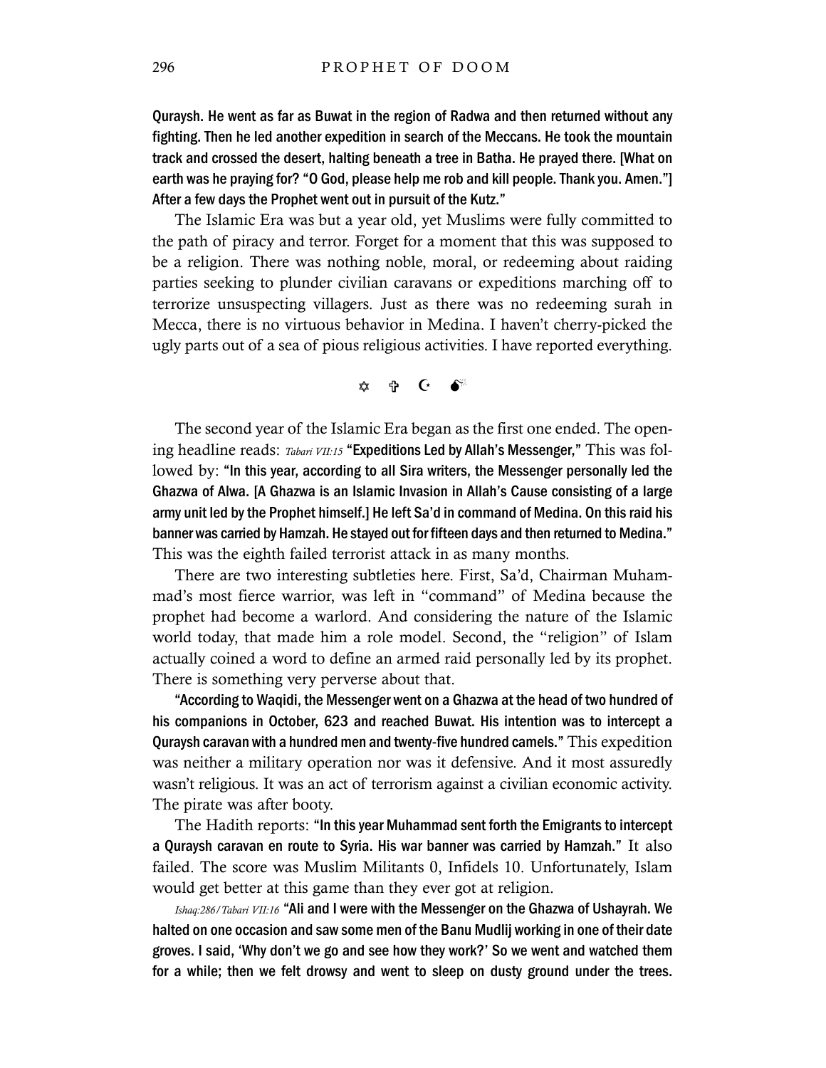Quraysh. He went as far as Buwat in the region of Radwa and then returned without any fighting. Then he led another expedition in search of the Meccans. He took the mountain track and crossed the desert, halting beneath a tree in Batha. He prayed there. [What on earth was he praying for? "O God, please help me rob and kill people. Thank you. Amen."] After a few days the Prophet went out in pursuit of the Kutz."

The Islamic Era was but a year old, yet Muslims were fully committed to the path of piracy and terror. Forget for a moment that this was supposed to be a religion. There was nothing noble, moral, or redeeming about raiding parties seeking to plunder civilian caravans or expeditions marching off to terrorize unsuspecting villagers. Just as there was no redeeming surah in Mecca, there is no virtuous behavior in Medina. I haven't cherry-picked the ugly parts out of a sea of pious religious activities. I have reported everything.

✡ ✞ ☪ 💣

The second year of the Islamic Era began as the first one ended. The opening headline reads: *Tabari VII:15* **"Expeditions Led by Allah's Messenger,"** This was followed by: **"In this year, according to all Sira writers, the Messenger personally led the Ghazwa of Alwa. [A Ghazwa is an Islamic Invasion in Allah's Cause consisting of a large army unit led by the Prophet himself.] He left Sa'd in command of Medina. On this raid his banner was carried by Hamzah. He stayed out for fifteen days and then returned to Medina."** This was the eighth failed terrorist attack in as many months.

There are two interesting subtleties here. First, Sa'd, Chairman Muhammad's most fierce warrior, was left in "command" of Medina because the prophet had become a warlord. And considering the nature of the Islamic world today, that made him a role model. Second, the "religion" of Islam actually coined a word to define an armed raid personally led by its prophet. There is something very perverse about that.

**"According to Waqidi, the Messenger went on a Ghazwa at the head of two hundred of his companions in October, 623 and reached Buwat. His intention was to intercept a Quraysh caravan with a hundred men and twenty-five hundred camels."** This expedition was neither a military operation nor was it defensive. And it most assuredly wasn't religious. It was an act of terrorism against a civilian economic activity. The pirate was after booty.

The Hadith reports: **"In this year Muhammad sent forth the Emigrants to intercept a Quraysh caravan en route to Syria. His war banner was carried by Hamzah."** It also failed. The score was Muslim Militants 0, Infidels 10. Unfortunately, Islam would get better at this game than they ever got at religion.

*Ishaq:286/Tabari VII:16* **"Ali and I were with the Messenger on the Ghazwa of Ushayrah. We halted on one occasion and saw some men of the Banu Mudlij working in one of their date groves. I said, 'Why don't we go and see how they work?' So we went and watched them for a while; then we felt drowsy and went to sleep on dusty ground under the trees.**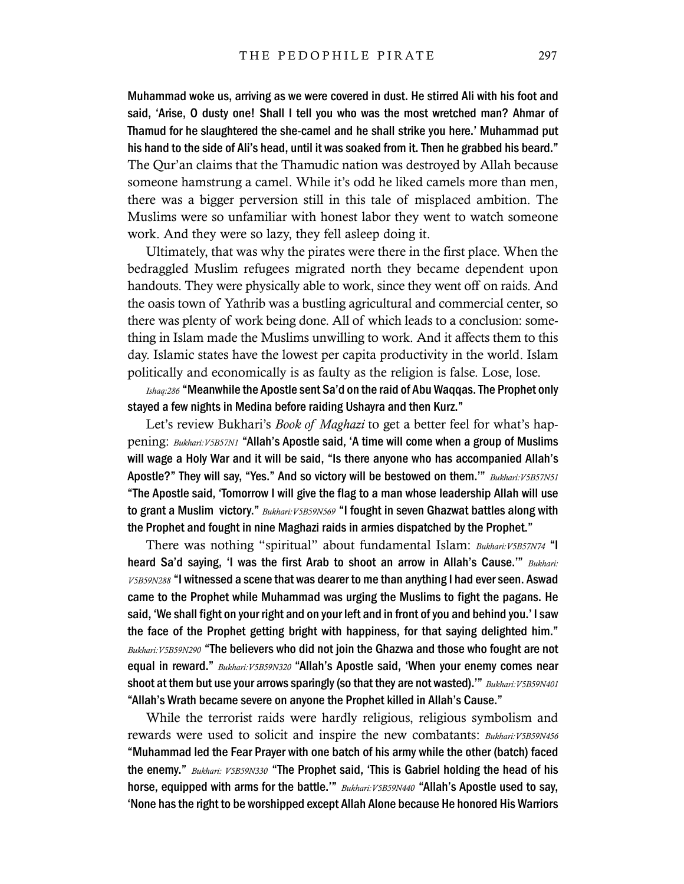**Muhammad woke us, arriving as we were covered in dust. He stirred Ali with his foot and said, 'Arise, O dusty one! Shall I tell you who was the most wretched man? Ahmar of Thamud for he slaughtered the she-camel and he shall strike you here.' Muhammad put his hand to the side of Ali's head, until it was soaked from it. Then he grabbed his beard."** The Qur'an claims that the Thamudic nation was destroyed by Allah because someone hamstrung a camel. While it's odd he liked camels more than men, there was a bigger perversion still in this tale of misplaced ambition. The Muslims were so unfamiliar with honest labor they went to watch someone work. And they were so lazy, they fell asleep doing it.

Ultimately, that was why the pirates were there in the first place. When the bedraggled Muslim refugees migrated north they became dependent upon handouts. They were physically able to work, since they went off on raids. And the oasis town of Yathrib was a bustling agricultural and commercial center, so there was plenty of work being done. All of which leads to a conclusion: something in Islam made the Muslims unwilling to work. And it affects them to this day. Islamic states have the lowest per capita productivity in the world. Islam politically and economically is as faulty as the religion is false. Lose, lose.

*Ishaq:286* **"Meanwhile the Apostle sent Sa'd on the raid of Abu Waqqas. The Prophet only stayed a few nights in Medina before raiding Ushayra and then Kurz."**

Let's review Bukhari's *Book of Maghazi* to get a better feel for what's happening: *Bukhari:V5B57N1* **"Allah's Apostle said, 'A time will come when a group of Muslims will wage a Holy War and it will be said, "Is there anyone who has accompanied Allah's Apostle?" They will say, "Yes." And so victory will be bestowed on them.'"** *Bukhari:V5B57N51* **"The Apostle said, 'Tomorrow I will give the flag to a man whose leadership Allah will use to grant a Muslim victory."** *Bukhari:V5B59N569* **"I fought in seven Ghazwat battles along with the Prophet and fought in nine Maghazi raids in armies dispatched by the Prophet."**

There was nothing "spiritual" about fundamental Islam: *Bukhari:V5B57N74* **"I heard Sa'd saying, 'I was the first Arab to shoot an arrow in Allah's Cause.'"** *Bukhari:V5B59N288* **"I witnessed a scene that was dearer to me than anything I had ever seen. Aswad came to the Prophet while Muhammad was urging the Muslims to fight the pagans. He said, 'We shall fight on your right and on your left and in front of you and behind you.' I saw the face of the Prophet getting bright with happiness, for that saying delighted him."** *Bukhari:V5B59N290* **"The believers who did not join the Ghazwa and those who fought are not equal in reward."** *Bukhari:V5B59N320* **"Allah's Apostle said, 'When your enemy comes near shoot at them but use your arrows sparingly (so that they are not wasted).'"** *Bukhari:V5B59N401* **"Allah's Wrath became severe on anyone the Prophet killed in Allah's Cause."**

While the terrorist raids were hardly religious, religious symbolism and rewards were used to solicit and inspire the new combatants: *Bukhari:V5B59N456* **"Muhammad led the Fear Prayer with one batch of his army while the other (batch) faced the enemy."** *Bukhari: V5B59N330* **"The Prophet said, 'This is Gabriel holding the head of his horse, equipped with arms for the battle.'"** *Bukhari:V5B59N440* **"Allah's Apostle used to say, 'None has the right to be worshipped except Allah Alone because He honored His Warriors**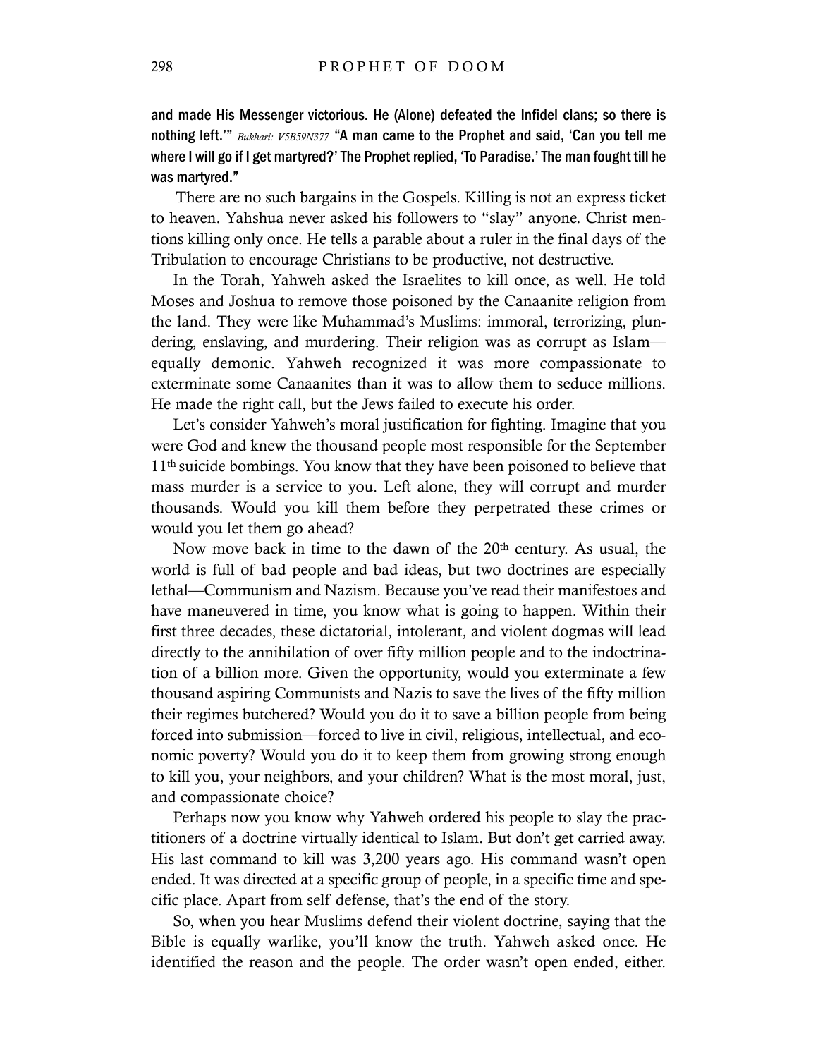**and made His Messenger victorious. He (Alone) defeated the Infidel clans; so there is nothing left.'"** *Bukhari: V5B59N377* **"A man came to the Prophet and said, 'Can you tell me where I will go if I get martyred?' The Prophet replied, 'To Paradise.' The man fought till he was martyred."**

There are no such bargains in the Gospels. Killing is not an express ticket to heaven. Yahshua never asked his followers to "slay" anyone. Christ mentions killing only once. He tells a parable about a ruler in the final days of the Tribulation to encourage Christians to be productive, not destructive.

In the Torah, Yahweh asked the Israelites to kill once, as well. He told Moses and Joshua to remove those poisoned by the Canaanite religion from the land. They were like Muhammad's Muslims: immoral, terrorizing, plundering, enslaving, and murdering. Their religion was as corrupt as Islam—equally demonic. Yahweh recognized it was more compassionate to exterminate some Canaanites than it was to allow them to seduce millions. He made the right call, but the Jews failed to execute his order.

Let's consider Yahweh's moral justification for fighting. Imagine that you were God and knew the thousand people most responsible for the September 11th suicide bombings. You know that they have been poisoned to believe that mass murder is a service to you. Left alone, they will corrupt and murder thousands. Would you kill them before they perpetrated these crimes or would you let them go ahead?

Now move back in time to the dawn of the 20th century. As usual, the world is full of bad people and bad ideas, but two doctrines are especially lethal—Communism and Nazism. Because you've read their manifestoes and have maneuvered in time, you know what is going to happen. Within their first three decades, these dictatorial, intolerant, and violent dogmas will lead directly to the annihilation of over fifty million people and to the indoctrination of a billion more. Given the opportunity, would you exterminate a few thousand aspiring Communists and Nazis to save the lives of the fifty million their regimes butchered? Would you do it to save a billion people from being forced into submission—forced to live in civil, religious, intellectual, and economic poverty? Would you do it to keep them from growing strong enough to kill you, your neighbors, and your children? What is the most moral, just, and compassionate choice?

Perhaps now you know why Yahweh ordered his people to slay the practitioners of a doctrine virtually identical to Islam. But don't get carried away. His last command to kill was 3,200 years ago. His command wasn't open ended. It was directed at a specific group of people, in a specific time and specific place. Apart from self defense, that's the end of the story.

So, when you hear Muslims defend their violent doctrine, saying that the Bible is equally warlike, you'll know the truth. Yahweh asked once. He identified the reason and the people. The order wasn't open ended, either.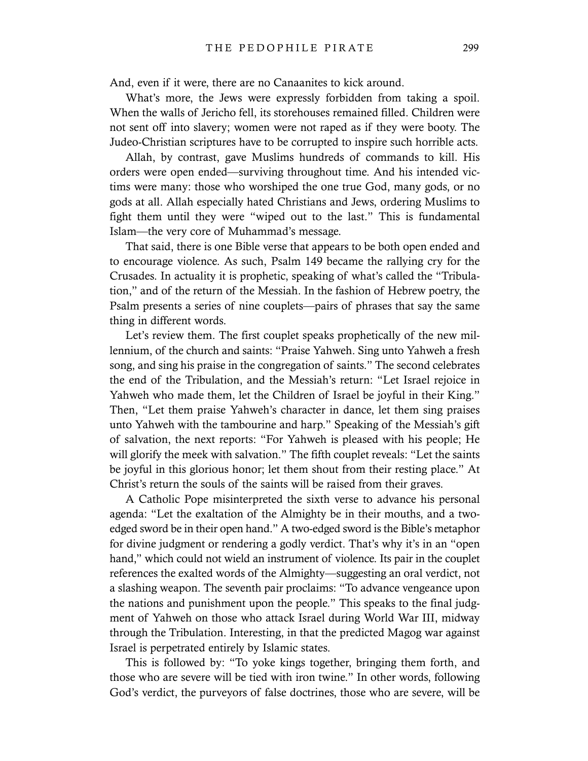And, even if it were, there are no Canaanites to kick around.

What's more, the Jews were expressly forbidden from taking a spoil. When the walls of Jericho fell, its storehouses remained filled. Children were not sent off into slavery; women were not raped as if they were booty. The Judeo-Christian scriptures have to be corrupted to inspire such horrible acts.

Allah, by contrast, gave Muslims hundreds of commands to kill. His orders were open ended—surviving throughout time. And his intended victims were many: those who worshiped the one true God, many gods, or no gods at all. Allah especially hated Christians and Jews, ordering Muslims to fight them until they were "wiped out to the last." This is fundamental Islam—the very core of Muhammad's message.

That said, there is one Bible verse that appears to be both open ended and to encourage violence. As such, Psalm 149 became the rallying cry for the Crusades. In actuality it is prophetic, speaking of what's called the "Tribulation," and of the return of the Messiah. In the fashion of Hebrew poetry, the Psalm presents a series of nine couplets—pairs of phrases that say the same thing in different words.

Let's review them. The first couplet speaks prophetically of the new millennium, of the church and saints: "Praise Yahweh. Sing unto Yahweh a fresh song, and sing his praise in the congregation of saints." The second celebrates the end of the Tribulation, and the Messiah's return: "Let Israel rejoice in Yahweh who made them, let the Children of Israel be joyful in their King." Then, "Let them praise Yahweh's character in dance, let them sing praises unto Yahweh with the tambourine and harp." Speaking of the Messiah's gift of salvation, the next reports: "For Yahweh is pleased with his people; He will glorify the meek with salvation." The fifth couplet reveals: "Let the saints be joyful in this glorious honor; let them shout from their resting place." At Christ's return the souls of the saints will be raised from their graves.

A Catholic Pope misinterpreted the sixth verse to advance his personal agenda: "Let the exaltation of the Almighty be in their mouths, and a two-edged sword be in their open hand." A two-edged sword is the Bible's metaphor for divine judgment or rendering a godly verdict. That's why it's in an "open hand," which could not wield an instrument of violence. Its pair in the couplet references the exalted words of the Almighty—suggesting an oral verdict, not a slashing weapon. The seventh pair proclaims: "To advance vengeance upon the nations and punishment upon the people." This speaks to the final judgment of Yahweh on those who attack Israel during World War III, midway through the Tribulation. Interesting, in that the predicted Magog war against Israel is perpetrated entirely by Islamic states.

This is followed by: "To yoke kings together, bringing them forth, and those who are severe will be tied with iron twine." In other words, following God's verdict, the purveyors of false doctrines, those who are severe, will be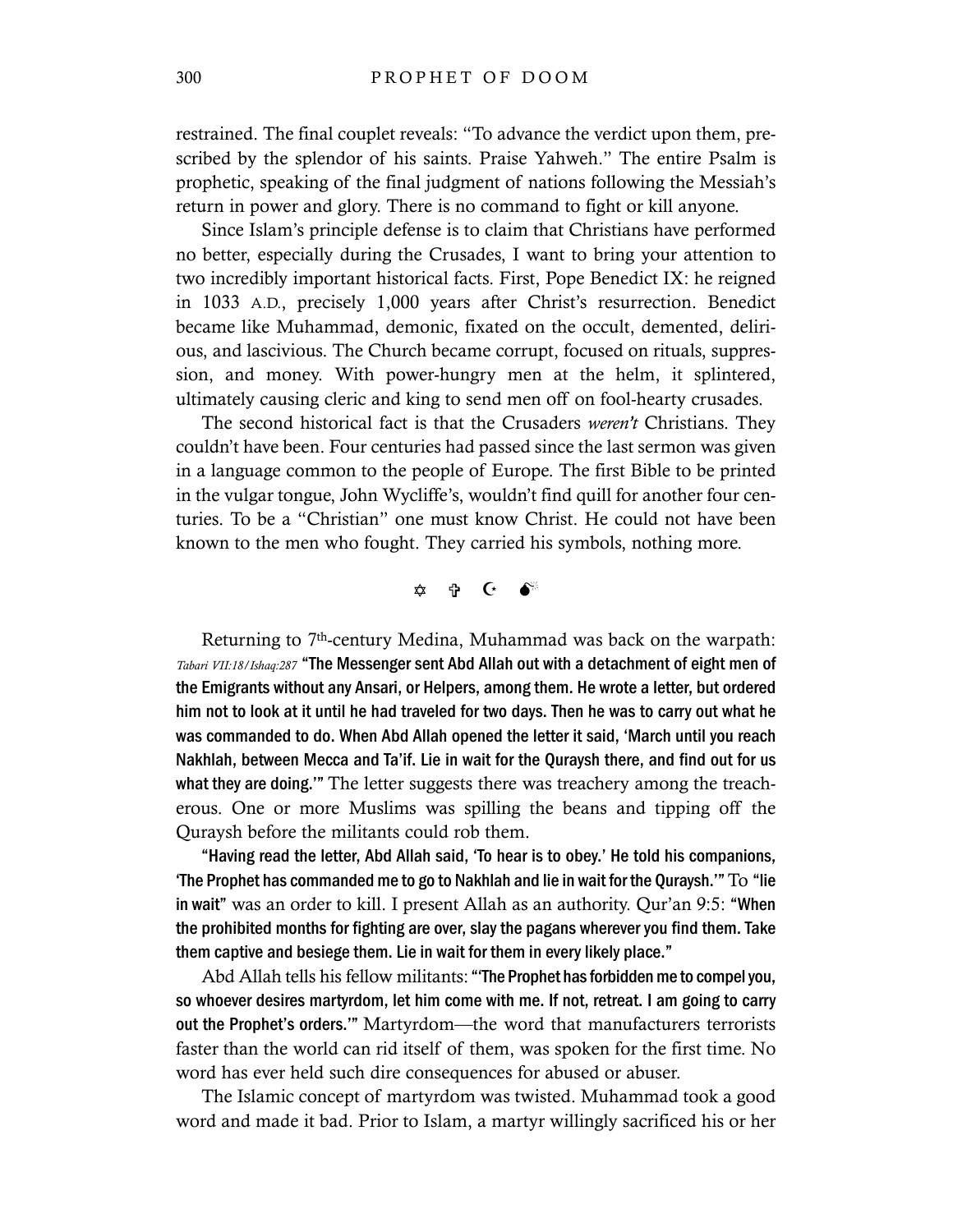restrained. The final couplet reveals: "To advance the verdict upon them, prescribed by the splendor of his saints. Praise Yahweh." The entire Psalm is prophetic, speaking of the final judgment of nations following the Messiah's return in power and glory. There is no command to fight or kill anyone.

Since Islam's principle defense is to claim that Christians have performed no better, especially during the Crusades, I want to bring your attention to two incredibly important historical facts. First, Pope Benedict IX: he reigned in 1033 A.D., precisely 1,000 years after Christ's resurrection. Benedict became like Muhammad, demonic, fixated on the occult, demented, delirious, and lascivious. The Church became corrupt, focused on rituals, suppression, and money. With power-hungry men at the helm, it splintered, ultimately causing cleric and king to send men off on fool-hearty crusades.

The second historical fact is that the Crusaders *weren't* Christians. They couldn't have been. Four centuries had passed since the last sermon was given in a language common to the people of Europe. The first Bible to be printed in the vulgar tongue, John Wycliffe's, wouldn't find quill for another four centuries. To be a "Christian" one must know Christ. He could not have been known to the men who fought. They carried his symbols, nothing more.

✡ ✞ ☪ 💣

Returning to 7th-century Medina, Muhammad was back on the warpath: *Tabari VII:18/Ishaq:287* **"The Messenger sent Abd Allah out with a detachment of eight men of the Emigrants without any Ansari, or Helpers, among them. He wrote a letter, but ordered him not to look at it until he had traveled for two days. Then he was to carry out what he was commanded to do. When Abd Allah opened the letter it said, 'March until you reach Nakhlah, between Mecca and Ta'if. Lie in wait for the Quraysh there, and find out for us what they are doing.'"** The letter suggests there was treachery among the treacherous. One or more Muslims was spilling the beans and tipping off the Quraysh before the militants could rob them.

**"Having read the letter, Abd Allah said, 'To hear is to obey.' He told his companions, 'The Prophet has commanded me to go to Nakhlah and lie in wait for the Quraysh.'"** To **"lie in wait"** was an order to kill. I present Allah as an authority. Qur'an 9:5: **"When the prohibited months for fighting are over, slay the pagans wherever you find them. Take them captive and besiege them. Lie in wait for them in every likely place."**

Abd Allah tells his fellow militants: **"'The Prophet has forbidden me to compel you, so whoever desires martyrdom, let him come with me. If not, retreat. I am going to carry out the Prophet's orders.'"** Martyrdom—the word that manufacturers terrorists faster than the world can rid itself of them, was spoken for the first time. No word has ever held such dire consequences for abused or abuser.

The Islamic concept of martyrdom was twisted. Muhammad took a good word and made it bad. Prior to Islam, a martyr willingly sacrificed his or her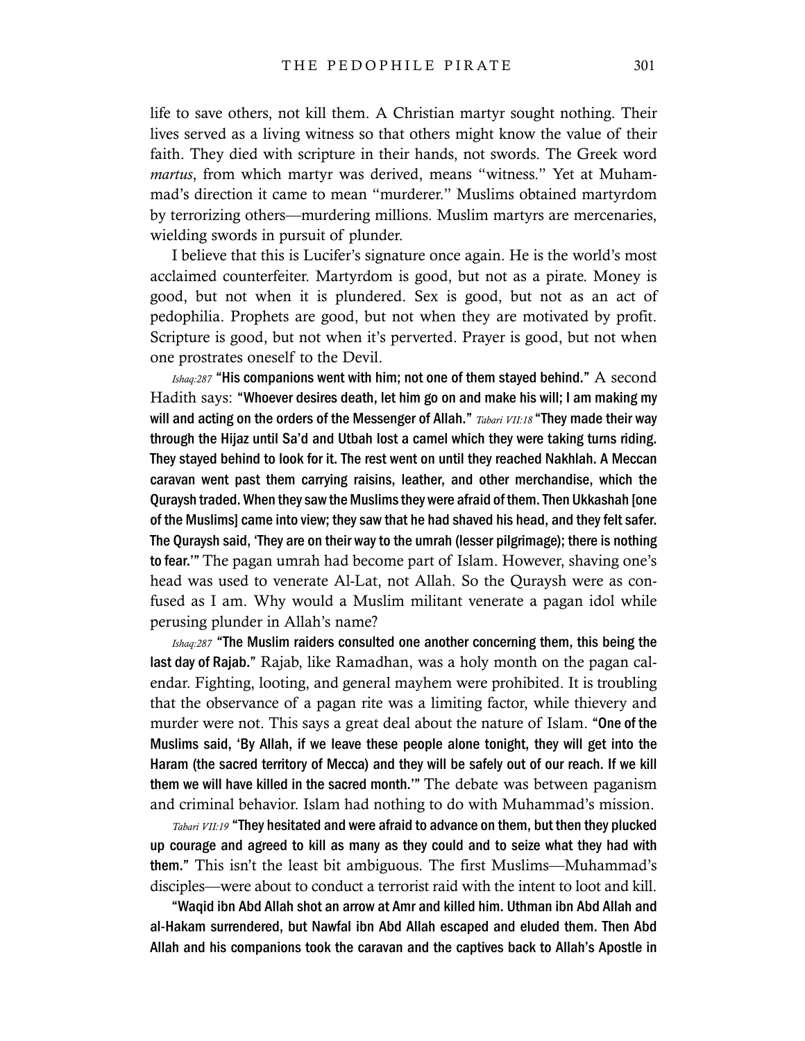life to save others, not kill them. A Christian martyr sought nothing. Their lives served as a living witness so that others might know the value of their faith. They died with scripture in their hands, not swords. The Greek word *martus*, from which martyr was derived, means "witness." Yet at Muhammad's direction it came to mean "murderer." Muslims obtained martyrdom by terrorizing others—murdering millions. Muslim martyrs are mercenaries, wielding swords in pursuit of plunder.

I believe that this is Lucifer's signature once again. He is the world's most acclaimed counterfeiter. Martyrdom is good, but not as a pirate. Money is good, but not when it is plundered. Sex is good, but not as an act of pedophilia. Prophets are good, but not when they are motivated by profit. Scripture is good, but not when it's perverted. Prayer is good, but not when one prostrates oneself to the Devil.

*Ishaq:287* **"His companions went with him; not one of them stayed behind."** A second Hadith says: **"Whoever desires death, let him go on and make his will; I am making my will and acting on the orders of the Messenger of Allah."** *Tabari VII:18* **"They made their way through the Hijaz until Sa'd and Utbah lost a camel which they were taking turns riding. They stayed behind to look for it. The rest went on until they reached Nakhlah. A Meccan caravan went past them carrying raisins, leather, and other merchandise, which the Quraysh traded. When they saw the Muslims they were afraid of them. Then Ukkashah [one of the Muslims] came into view; they saw that he had shaved his head, and they felt safer. The Quraysh said, 'They are on their way to the umrah (lesser pilgrimage); there is nothing to fear.'"** The pagan umrah had become part of Islam. However, shaving one's head was used to venerate Al-Lat, not Allah. So the Quraysh were as confused as I am. Why would a Muslim militant venerate a pagan idol while perusing plunder in Allah's name?

*Ishaq:287* **"The Muslim raiders consulted one another concerning them, this being the last day of Rajab."** Rajab, like Ramadhan, was a holy month on the pagan calendar. Fighting, looting, and general mayhem were prohibited. It is troubling that the observance of a pagan rite was a limiting factor, while thievery and murder were not. This says a great deal about the nature of Islam. **"One of the Muslims said, 'By Allah, if we leave these people alone tonight, they will get into the Haram (the sacred territory of Mecca) and they will be safely out of our reach. If we kill them we will have killed in the sacred month.'"** The debate was between paganism and criminal behavior. Islam had nothing to do with Muhammad's mission.

*Tabari VII:19* **"They hesitated and were afraid to advance on them, but then they plucked up courage and agreed to kill as many as they could and to seize what they had with them."** This isn't the least bit ambiguous. The first Muslims—Muhammad's disciples—were about to conduct a terrorist raid with the intent to loot and kill.

**"Waqid ibn Abd Allah shot an arrow at Amr and killed him. Uthman ibn Abd Allah and al-Hakam surrendered, but Nawfal ibn Abd Allah escaped and eluded them. Then Abd Allah and his companions took the caravan and the captives back to Allah's Apostle in**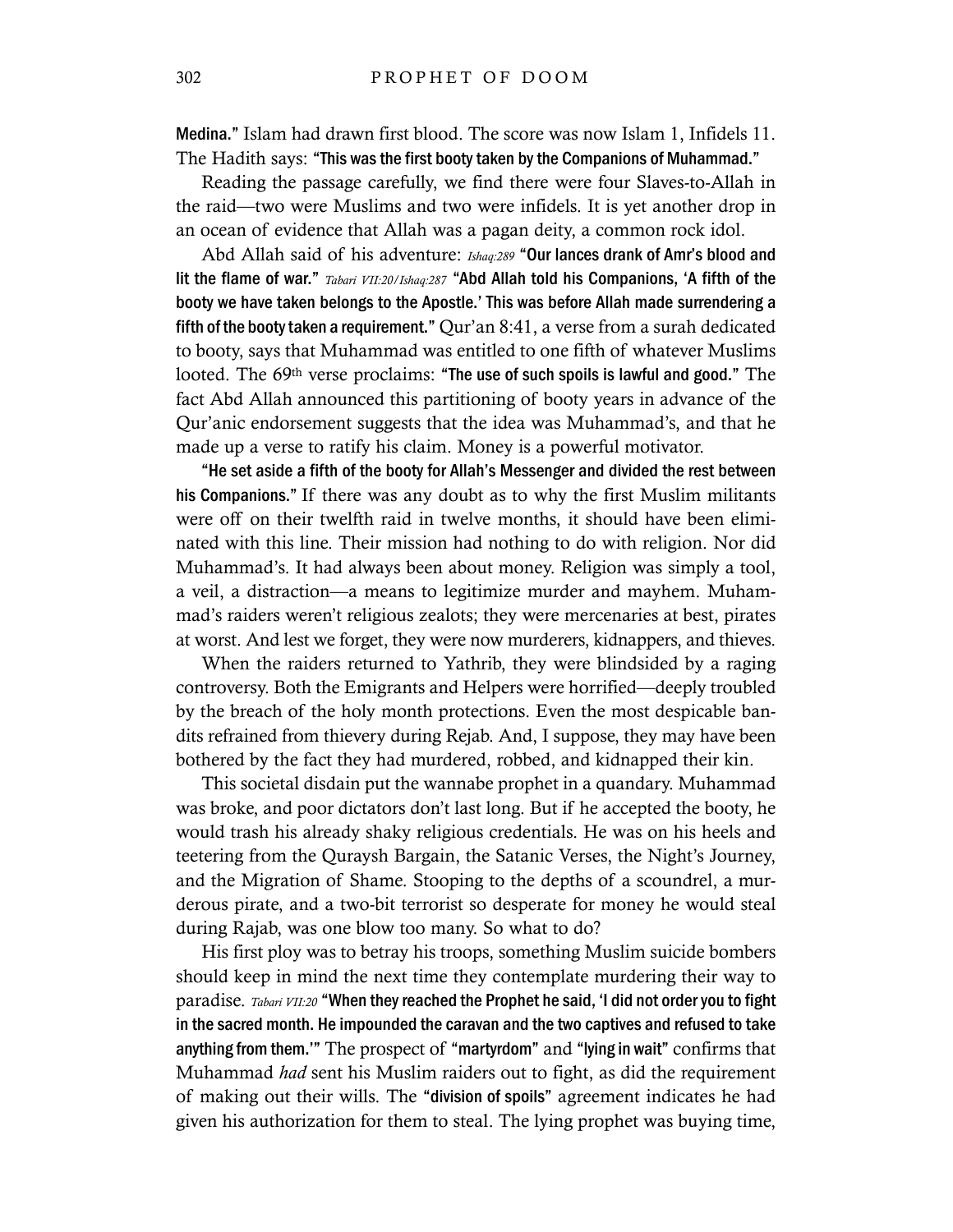Medina." Islam had drawn first blood. The score was now Islam 1, Infidels 11. The Hadith says: "This was the first booty taken by the Companions of Muhammad."

Reading the passage carefully, we find there were four Slaves-to-Allah in the raid—two were Muslims and two were infidels. It is yet another drop in an ocean of evidence that Allah was a pagan deity, a common rock idol.

Abd Allah said of his adventure: *Ishaq:289* "Our lances drank of Amr's blood and lit the flame of war." *Tabari VII:20/Ishaq:287* "Abd Allah told his Companions, 'A fifth of the booty we have taken belongs to the Apostle.' This was before Allah made surrendering a fifth of the booty taken a requirement." Qur'an 8:41, a verse from a surah dedicated to booty, says that Muhammad was entitled to one fifth of whatever Muslims looted. The 69th verse proclaims: "The use of such spoils is lawful and good." The fact Abd Allah announced this partitioning of booty years in advance of the Qur'anic endorsement suggests that the idea was Muhammad's, and that he made up a verse to ratify his claim. Money is a powerful motivator.

"He set aside a fifth of the booty for Allah's Messenger and divided the rest between his Companions." If there was any doubt as to why the first Muslim militants were off on their twelfth raid in twelve months, it should have been eliminated with this line. Their mission had nothing to do with religion. Nor did Muhammad's. It had always been about money. Religion was simply a tool, a veil, a distraction—a means to legitimize murder and mayhem. Muhammad's raiders weren't religious zealots; they were mercenaries at best, pirates at worst. And lest we forget, they were now murderers, kidnappers, and thieves.

When the raiders returned to Yathrib, they were blindsided by a raging controversy. Both the Emigrants and Helpers were horrified—deeply troubled by the breach of the holy month protections. Even the most despicable bandits refrained from thievery during Rejab. And, I suppose, they may have been bothered by the fact they had murdered, robbed, and kidnapped their kin.

This societal disdain put the wannabe prophet in a quandary. Muhammad was broke, and poor dictators don't last long. But if he accepted the booty, he would trash his already shaky religious credentials. He was on his heels and teetering from the Quraysh Bargain, the Satanic Verses, the Night's Journey, and the Migration of Shame. Stooping to the depths of a scoundrel, a murderous pirate, and a two-bit terrorist so desperate for money he would steal during Rajab, was one blow too many. So what to do?

His first ploy was to betray his troops, something Muslim suicide bombers should keep in mind the next time they contemplate murdering their way to paradise. *Tabari VII:20* "When they reached the Prophet he said, 'I did not order you to fight in the sacred month. He impounded the caravan and the two captives and refused to take anything from them.'" The prospect of "martyrdom" and "lying in wait" confirms that Muhammad *had* sent his Muslim raiders out to fight, as did the requirement of making out their wills. The "division of spoils" agreement indicates he had given his authorization for them to steal. The lying prophet was buying time,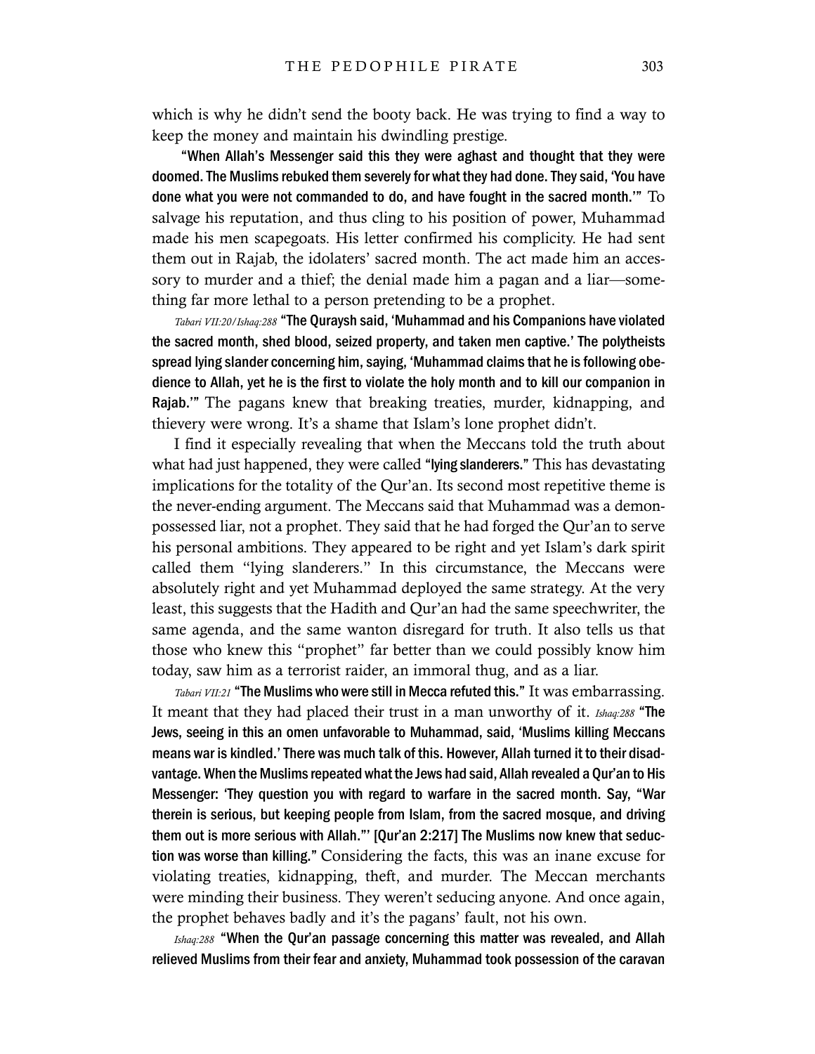which is why he didn't send the booty back. He was trying to find a way to keep the money and maintain his dwindling prestige.

**"When Allah's Messenger said this they were aghast and thought that they were doomed. The Muslims rebuked them severely for what they had done. They said, 'You have done what you were not commanded to do, and have fought in the sacred month.'"** To salvage his reputation, and thus cling to his position of power, Muhammad made his men scapegoats. His letter confirmed his complicity. He had sent them out in Rajab, the idolaters' sacred month. The act made him an accessory to murder and a thief; the denial made him a pagan and a liar—something far more lethal to a person pretending to be a prophet.

*Tabari VII:20/Ishaq:288* **"The Quraysh said, 'Muhammad and his Companions have violated the sacred month, shed blood, seized property, and taken men captive.' The polytheists spread lying slander concerning him, saying, 'Muhammad claims that he is following obedience to Allah, yet he is the first to violate the holy month and to kill our companion in Rajab.'"** The pagans knew that breaking treaties, murder, kidnapping, and thievery were wrong. It's a shame that Islam's lone prophet didn't.

I find it especially revealing that when the Meccans told the truth about what had just happened, they were called **"lying slanderers."** This has devastating implications for the totality of the Qur'an. Its second most repetitive theme is the never-ending argument. The Meccans said that Muhammad was a demon-possessed liar, not a prophet. They said that he had forged the Qur'an to serve his personal ambitions. They appeared to be right and yet Islam's dark spirit called them "lying slanderers." In this circumstance, the Meccans were absolutely right and yet Muhammad deployed the same strategy. At the very least, this suggests that the Hadith and Qur'an had the same speechwriter, the same agenda, and the same wanton disregard for truth. It also tells us that those who knew this "prophet" far better than we could possibly know him today, saw him as a terrorist raider, an immoral thug, and as a liar.

*Tabari VII:21* **"The Muslims who were still in Mecca refuted this."** It was embarrassing. It meant that they had placed their trust in a man unworthy of it. *Ishaq:288* **"The Jews, seeing in this an omen unfavorable to Muhammad, said, 'Muslims killing Meccans means war is kindled.' There was much talk of this. However, Allah turned it to their disadvantage. When the Muslims repeated what the Jews had said, Allah revealed a Qur'an to His Messenger: 'They question you with regard to warfare in the sacred month. Say, "War therein is serious, but keeping people from Islam, from the sacred mosque, and driving them out is more serious with Allah."' [Qur'an 2:217] The Muslims now knew that seduction was worse than killing."** Considering the facts, this was an inane excuse for violating treaties, kidnapping, theft, and murder. The Meccan merchants were minding their business. They weren't seducing anyone. And once again, the prophet behaves badly and it's the pagans' fault, not his own.

*Ishaq:288* **"When the Qur'an passage concerning this matter was revealed, and Allah relieved Muslims from their fear and anxiety, Muhammad took possession of the caravan**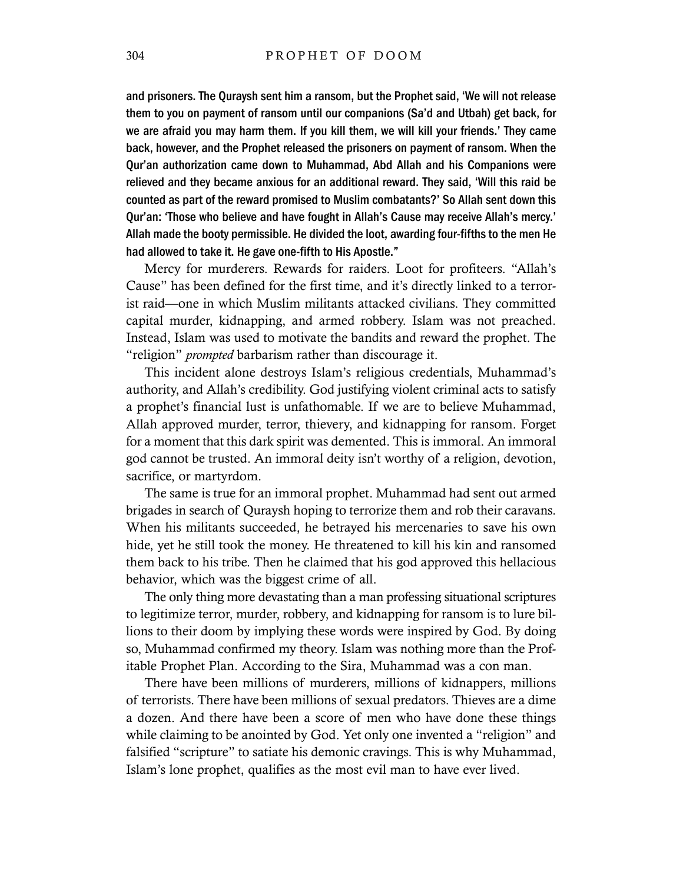**and prisoners. The Quraysh sent him a ransom, but the Prophet said, 'We will not release them to you on payment of ransom until our companions (Sa'd and Utbah) get back, for we are afraid you may harm them. If you kill them, we will kill your friends.' They came back, however, and the Prophet released the prisoners on payment of ransom. When the Qur'an authorization came down to Muhammad, Abd Allah and his Companions were relieved and they became anxious for an additional reward. They said, 'Will this raid be counted as part of the reward promised to Muslim combatants?' So Allah sent down this Qur'an: 'Those who believe and have fought in Allah's Cause may receive Allah's mercy.' Allah made the booty permissible. He divided the loot, awarding four-fifths to the men He had allowed to take it. He gave one-fifth to His Apostle."**

Mercy for murderers. Rewards for raiders. Loot for profiteers. "Allah's Cause" has been defined for the first time, and it's directly linked to a terrorist raid—one in which Muslim militants attacked civilians. They committed capital murder, kidnapping, and armed robbery. Islam was not preached. Instead, Islam was used to motivate the bandits and reward the prophet. The "religion" *prompted* barbarism rather than discourage it.

This incident alone destroys Islam's religious credentials, Muhammad's authority, and Allah's credibility. God justifying violent criminal acts to satisfy a prophet's financial lust is unfathomable. If we are to believe Muhammad, Allah approved murder, terror, thievery, and kidnapping for ransom. Forget for a moment that this dark spirit was demented. This is immoral. An immoral god cannot be trusted. An immoral deity isn't worthy of a religion, devotion, sacrifice, or martyrdom.

The same is true for an immoral prophet. Muhammad had sent out armed brigades in search of Quraysh hoping to terrorize them and rob their caravans. When his militants succeeded, he betrayed his mercenaries to save his own hide, yet he still took the money. He threatened to kill his kin and ransomed them back to his tribe. Then he claimed that his god approved this hellacious behavior, which was the biggest crime of all.

The only thing more devastating than a man professing situational scriptures to legitimize terror, murder, robbery, and kidnapping for ransom is to lure billions to their doom by implying these words were inspired by God. By doing so, Muhammad confirmed my theory. Islam was nothing more than the Profitable Prophet Plan. According to the Sira, Muhammad was a con man.

There have been millions of murderers, millions of kidnappers, millions of terrorists. There have been millions of sexual predators. Thieves are a dime a dozen. And there have been a score of men who have done these things while claiming to be anointed by God. Yet only one invented a "religion" and falsified "scripture" to satiate his demonic cravings. This is why Muhammad, Islam's lone prophet, qualifies as the most evil man to have ever lived.